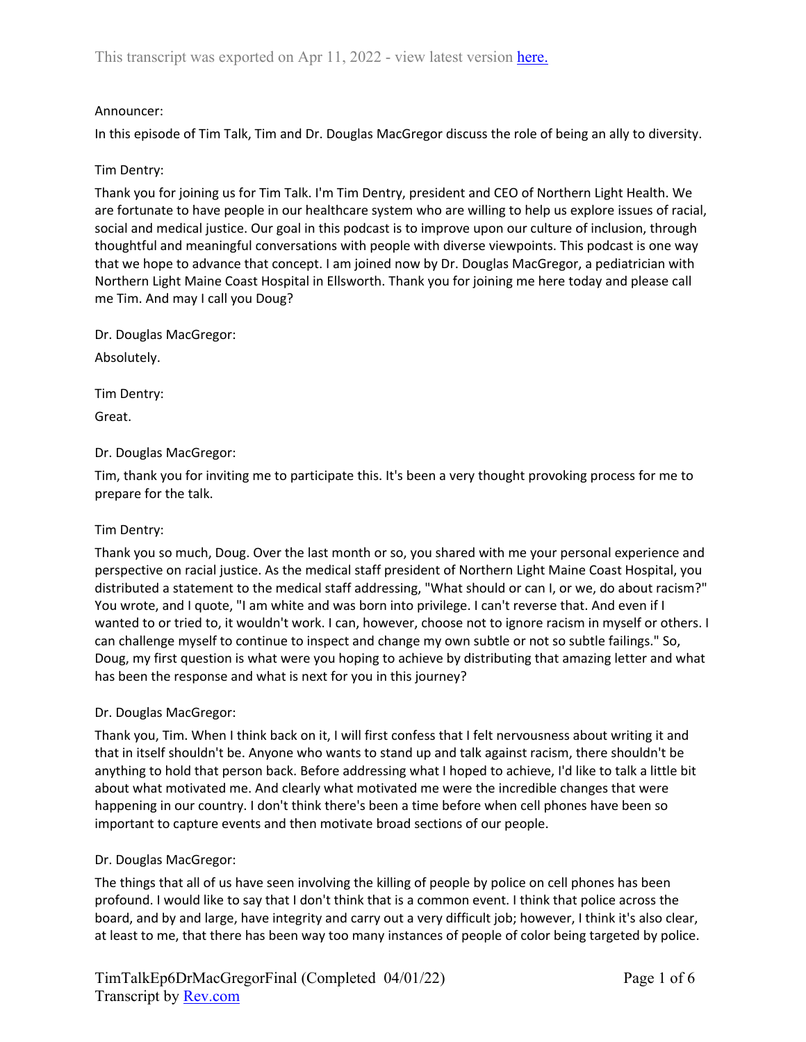This transcript was exported on Apr 11, 2022 - view latest version [here.](#)

Announcer:

In this episode of Tim Talk, Tim and Dr. Douglas MacGregor discuss the role of being an ally to diversity.

Tim Dentry:

Thank you for joining us for Tim Talk. I'm Tim Dentry, president and CEO of Northern Light Health. We are fortunate to have people in our healthcare system who are willing to help us explore issues of racial, social and medical justice. Our goal in this podcast is to improve upon our culture of inclusion, through thoughtful and meaningful conversations with people with diverse viewpoints. This podcast is one way that we hope to advance that concept. I am joined now by Dr. Douglas MacGregor, a pediatrician with Northern Light Maine Coast Hospital in Ellsworth. Thank you for joining me here today and please call me Tim. And may I call you Doug?

Dr. Douglas MacGregor:

Absolutely.

Tim Dentry:

Great.

Dr. Douglas MacGregor:

Tim, thank you for inviting me to participate this. It's been a very thought provoking process for me to prepare for the talk.

Tim Dentry:

Thank you so much, Doug. Over the last month or so, you shared with me your personal experience and perspective on racial justice. As the medical staff president of Northern Light Maine Coast Hospital, you distributed a statement to the medical staff addressing, "What should or can I, or we, do about racism?" You wrote, and I quote, "I am white and was born into privilege. I can't reverse that. And even if I wanted to or tried to, it wouldn't work. I can, however, choose not to ignore racism in myself or others. I can challenge myself to continue to inspect and change my own subtle or not so subtle failings." So, Doug, my first question is what were you hoping to achieve by distributing that amazing letter and what has been the response and what is next for you in this journey?

Dr. Douglas MacGregor:

Thank you, Tim. When I think back on it, I will first confess that I felt nervousness about writing it and that in itself shouldn't be. Anyone who wants to stand up and talk against racism, there shouldn't be anything to hold that person back. Before addressing what I hoped to achieve, I'd like to talk a little bit about what motivated me. And clearly what motivated me were the incredible changes that were happening in our country. I don't think there's been a time before when cell phones have been so important to capture events and then motivate broad sections of our people.

Dr. Douglas MacGregor:

The things that all of us have seen involving the killing of people by police on cell phones has been profound. I would like to say that I don't think that is a common event. I think that police across the board, and by and large, have integrity and carry out a very difficult job; however, I think it's also clear, at least to me, that there has been way too many instances of people of color being targeted by police.

TimTalkEp6DrMacGregorFinal (Completed 04/01/22)
Transcript by [Rev.com](#)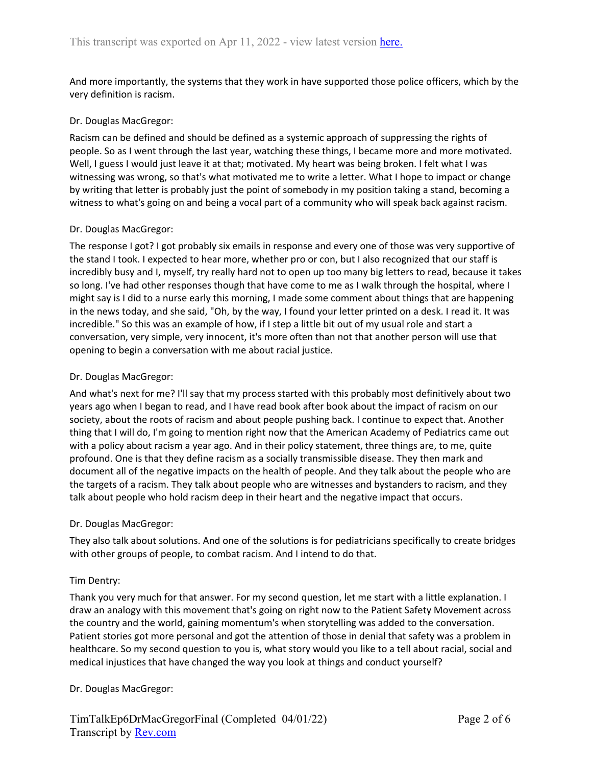And more importantly, the systems that they work in have supported those police officers, which by the very definition is racism.

Dr. Douglas MacGregor:

Racism can be defined and should be defined as a systemic approach of suppressing the rights of people. So as I went through the last year, watching these things, I became more and more motivated. Well, I guess I would just leave it at that; motivated. My heart was being broken. I felt what I was witnessing was wrong, so that's what motivated me to write a letter. What I hope to impact or change by writing that letter is probably just the point of somebody in my position taking a stand, becoming a witness to what's going on and being a vocal part of a community who will speak back against racism.

Dr. Douglas MacGregor:

The response I got? I got probably six emails in response and every one of those was very supportive of the stand I took. I expected to hear more, whether pro or con, but I also recognized that our staff is incredibly busy and I, myself, try really hard not to open up too many big letters to read, because it takes so long. I've had other responses though that have come to me as I walk through the hospital, where I might say is I did to a nurse early this morning, I made some comment about things that are happening in the news today, and she said, "Oh, by the way, I found your letter printed on a desk. I read it. It was incredible." So this was an example of how, if I step a little bit out of my usual role and start a conversation, very simple, very innocent, it's more often than not that another person will use that opening to begin a conversation with me about racial justice.

Dr. Douglas MacGregor:

And what's next for me? I'll say that my process started with this probably most definitively about two years ago when I began to read, and I have read book after book about the impact of racism on our society, about the roots of racism and about people pushing back. I continue to expect that. Another thing that I will do, I'm going to mention right now that the American Academy of Pediatrics came out with a policy about racism a year ago. And in their policy statement, three things are, to me, quite profound. One is that they define racism as a socially transmissible disease. They then mark and document all of the negative impacts on the health of people. And they talk about the people who are the targets of a racism. They talk about people who are witnesses and bystanders to racism, and they talk about people who hold racism deep in their heart and the negative impact that occurs.

Dr. Douglas MacGregor:

They also talk about solutions. And one of the solutions is for pediatricians specifically to create bridges with other groups of people, to combat racism. And I intend to do that.

Tim Dentry:

Thank you very much for that answer. For my second question, let me start with a little explanation. I draw an analogy with this movement that's going on right now to the Patient Safety Movement across the country and the world, gaining momentum's when storytelling was added to the conversation. Patient stories got more personal and got the attention of those in denial that safety was a problem in healthcare. So my second question to you is, what story would you like to a tell about racial, social and medical injustices that have changed the way you look at things and conduct yourself?

Dr. Douglas MacGregor: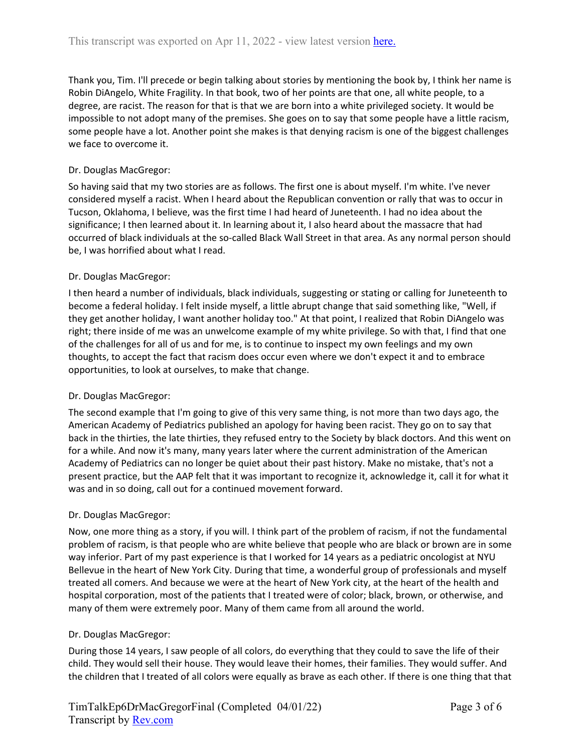Thank you, Tim. I'll precede or begin talking about stories by mentioning the book by, I think her name is Robin DiAngelo, White Fragility. In that book, two of her points are that one, all white people, to a degree, are racist. The reason for that is that we are born into a white privileged society. It would be impossible to not adopt many of the premises. She goes on to say that some people have a little racism, some people have a lot. Another point she makes is that denying racism is one of the biggest challenges we face to overcome it.

Dr. Douglas MacGregor:

So having said that my two stories are as follows. The first one is about myself. I'm white. I've never considered myself a racist. When I heard about the Republican convention or rally that was to occur in Tucson, Oklahoma, I believe, was the first time I had heard of Juneteenth. I had no idea about the significance; I then learned about it. In learning about it, I also heard about the massacre that had occurred of black individuals at the so-called Black Wall Street in that area. As any normal person should be, I was horrified about what I read.

Dr. Douglas MacGregor:

I then heard a number of individuals, black individuals, suggesting or stating or calling for Juneteenth to become a federal holiday. I felt inside myself, a little abrupt change that said something like, "Well, if they get another holiday, I want another holiday too." At that point, I realized that Robin DiAngelo was right; there inside of me was an unwelcome example of my white privilege. So with that, I find that one of the challenges for all of us and for me, is to continue to inspect my own feelings and my own thoughts, to accept the fact that racism does occur even where we don't expect it and to embrace opportunities, to look at ourselves, to make that change.

Dr. Douglas MacGregor:

The second example that I'm going to give of this very same thing, is not more than two days ago, the American Academy of Pediatrics published an apology for having been racist. They go on to say that back in the thirties, the late thirties, they refused entry to the Society by black doctors. And this went on for a while. And now it's many, many years later where the current administration of the American Academy of Pediatrics can no longer be quiet about their past history. Make no mistake, that's not a present practice, but the AAP felt that it was important to recognize it, acknowledge it, call it for what it was and in so doing, call out for a continued movement forward.

Dr. Douglas MacGregor:

Now, one more thing as a story, if you will. I think part of the problem of racism, if not the fundamental problem of racism, is that people who are white believe that people who are black or brown are in some way inferior. Part of my past experience is that I worked for 14 years as a pediatric oncologist at NYU Bellevue in the heart of New York City. During that time, a wonderful group of professionals and myself treated all comers. And because we were at the heart of New York city, at the heart of the health and hospital corporation, most of the patients that I treated were of color; black, brown, or otherwise, and many of them were extremely poor. Many of them came from all around the world.

Dr. Douglas MacGregor:

During those 14 years, I saw people of all colors, do everything that they could to save the life of their child. They would sell their house. They would leave their homes, their families. They would suffer. And the children that I treated of all colors were equally as brave as each other. If there is one thing that that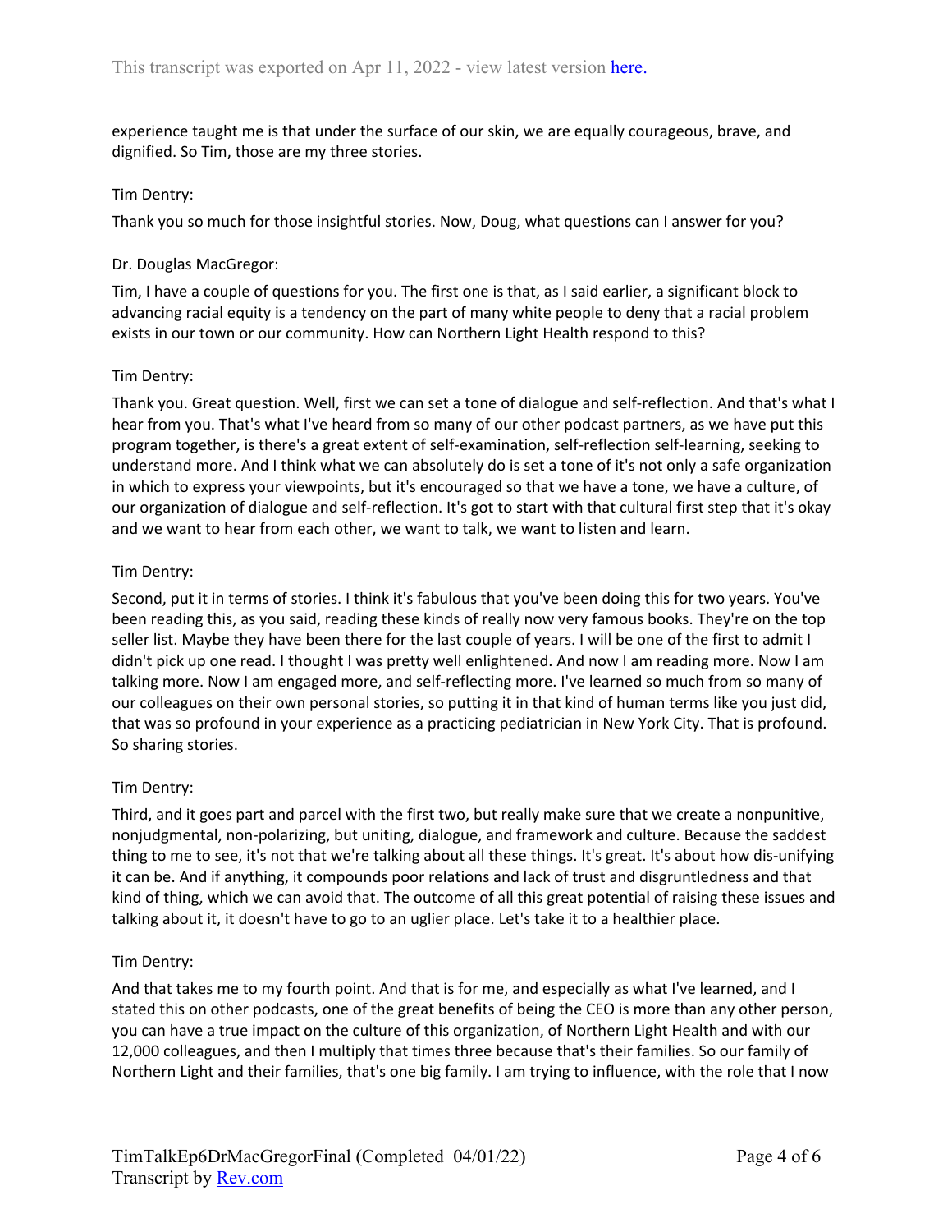experience taught me is that under the surface of our skin, we are equally courageous, brave, and dignified. So Tim, those are my three stories.

Tim Dentry:

Thank you so much for those insightful stories. Now, Doug, what questions can I answer for you?

Dr. Douglas MacGregor:

Tim, I have a couple of questions for you. The first one is that, as I said earlier, a significant block to advancing racial equity is a tendency on the part of many white people to deny that a racial problem exists in our town or our community. How can Northern Light Health respond to this?

Tim Dentry:

Thank you. Great question. Well, first we can set a tone of dialogue and self-reflection. And that's what I hear from you. That's what I've heard from so many of our other podcast partners, as we have put this program together, is there's a great extent of self-examination, self-reflection self-learning, seeking to understand more. And I think what we can absolutely do is set a tone of it's not only a safe organization in which to express your viewpoints, but it's encouraged so that we have a tone, we have a culture, of our organization of dialogue and self-reflection. It's got to start with that cultural first step that it's okay and we want to hear from each other, we want to talk, we want to listen and learn.

Tim Dentry:

Second, put it in terms of stories. I think it's fabulous that you've been doing this for two years. You've been reading this, as you said, reading these kinds of really now very famous books. They're on the top seller list. Maybe they have been there for the last couple of years. I will be one of the first to admit I didn't pick up one read. I thought I was pretty well enlightened. And now I am reading more. Now I am talking more. Now I am engaged more, and self-reflecting more. I've learned so much from so many of our colleagues on their own personal stories, so putting it in that kind of human terms like you just did, that was so profound in your experience as a practicing pediatrician in New York City. That is profound. So sharing stories.

Tim Dentry:

Third, and it goes part and parcel with the first two, but really make sure that we create a nonpunitive, nonjudgmental, non-polarizing, but uniting, dialogue, and framework and culture. Because the saddest thing to me to see, it's not that we're talking about all these things. It's great. It's about how dis-unifying it can be. And if anything, it compounds poor relations and lack of trust and disgruntledness and that kind of thing, which we can avoid that. The outcome of all this great potential of raising these issues and talking about it, it doesn't have to go to an uglier place. Let's take it to a healthier place.

Tim Dentry:

And that takes me to my fourth point. And that is for me, and especially as what I've learned, and I stated this on other podcasts, one of the great benefits of being the CEO is more than any other person, you can have a true impact on the culture of this organization, of Northern Light Health and with our 12,000 colleagues, and then I multiply that times three because that's their families. So our family of Northern Light and their families, that's one big family. I am trying to influence, with the role that I now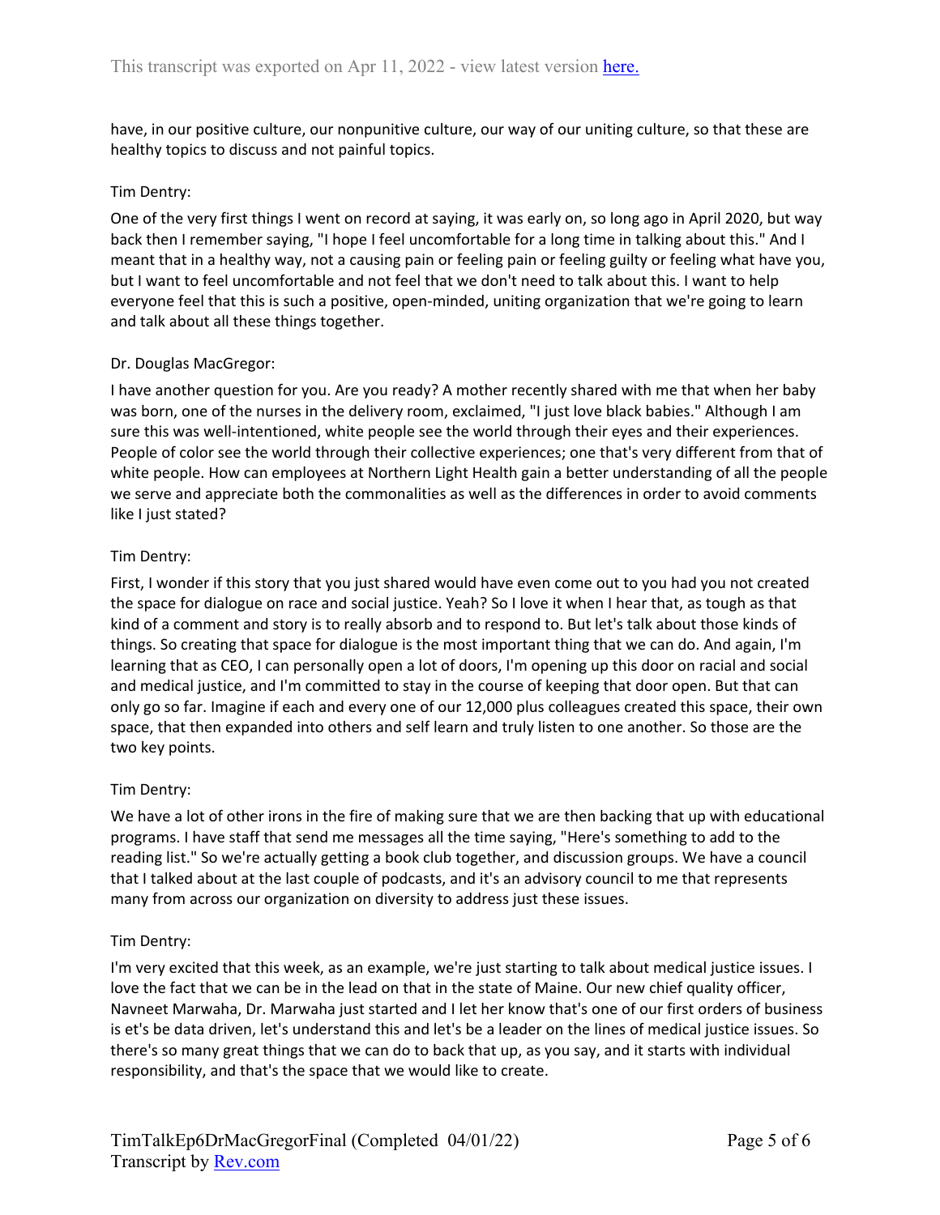have, in our positive culture, our nonpunitive culture, our way of our uniting culture, so that these are healthy topics to discuss and not painful topics.

Tim Dentry:

One of the very first things I went on record at saying, it was early on, so long ago in April 2020, but way back then I remember saying, "I hope I feel uncomfortable for a long time in talking about this." And I meant that in a healthy way, not a causing pain or feeling pain or feeling guilty or feeling what have you, but I want to feel uncomfortable and not feel that we don't need to talk about this. I want to help everyone feel that this is such a positive, open-minded, uniting organization that we're going to learn and talk about all these things together.

Dr. Douglas MacGregor:

I have another question for you. Are you ready? A mother recently shared with me that when her baby was born, one of the nurses in the delivery room, exclaimed, "I just love black babies." Although I am sure this was well-intentioned, white people see the world through their eyes and their experiences. People of color see the world through their collective experiences; one that's very different from that of white people. How can employees at Northern Light Health gain a better understanding of all the people we serve and appreciate both the commonalities as well as the differences in order to avoid comments like I just stated?

Tim Dentry:

First, I wonder if this story that you just shared would have even come out to you had you not created the space for dialogue on race and social justice. Yeah? So I love it when I hear that, as tough as that kind of a comment and story is to really absorb and to respond to. But let's talk about those kinds of things. So creating that space for dialogue is the most important thing that we can do. And again, I'm learning that as CEO, I can personally open a lot of doors, I'm opening up this door on racial and social and medical justice, and I'm committed to stay in the course of keeping that door open. But that can only go so far. Imagine if each and every one of our 12,000 plus colleagues created this space, their own space, that then expanded into others and self learn and truly listen to one another. So those are the two key points.

Tim Dentry:

We have a lot of other irons in the fire of making sure that we are then backing that up with educational programs. I have staff that send me messages all the time saying, "Here's something to add to the reading list." So we're actually getting a book club together, and discussion groups. We have a council that I talked about at the last couple of podcasts, and it's an advisory council to me that represents many from across our organization on diversity to address just these issues.

Tim Dentry:

I'm very excited that this week, as an example, we're just starting to talk about medical justice issues. I love the fact that we can be in the lead on that in the state of Maine. Our new chief quality officer, Navneet Marwaha, Dr. Marwaha just started and I let her know that's one of our first orders of business is et's be data driven, let's understand this and let's be a leader on the lines of medical justice issues. So there's so many great things that we can do to back that up, as you say, and it starts with individual responsibility, and that's the space that we would like to create.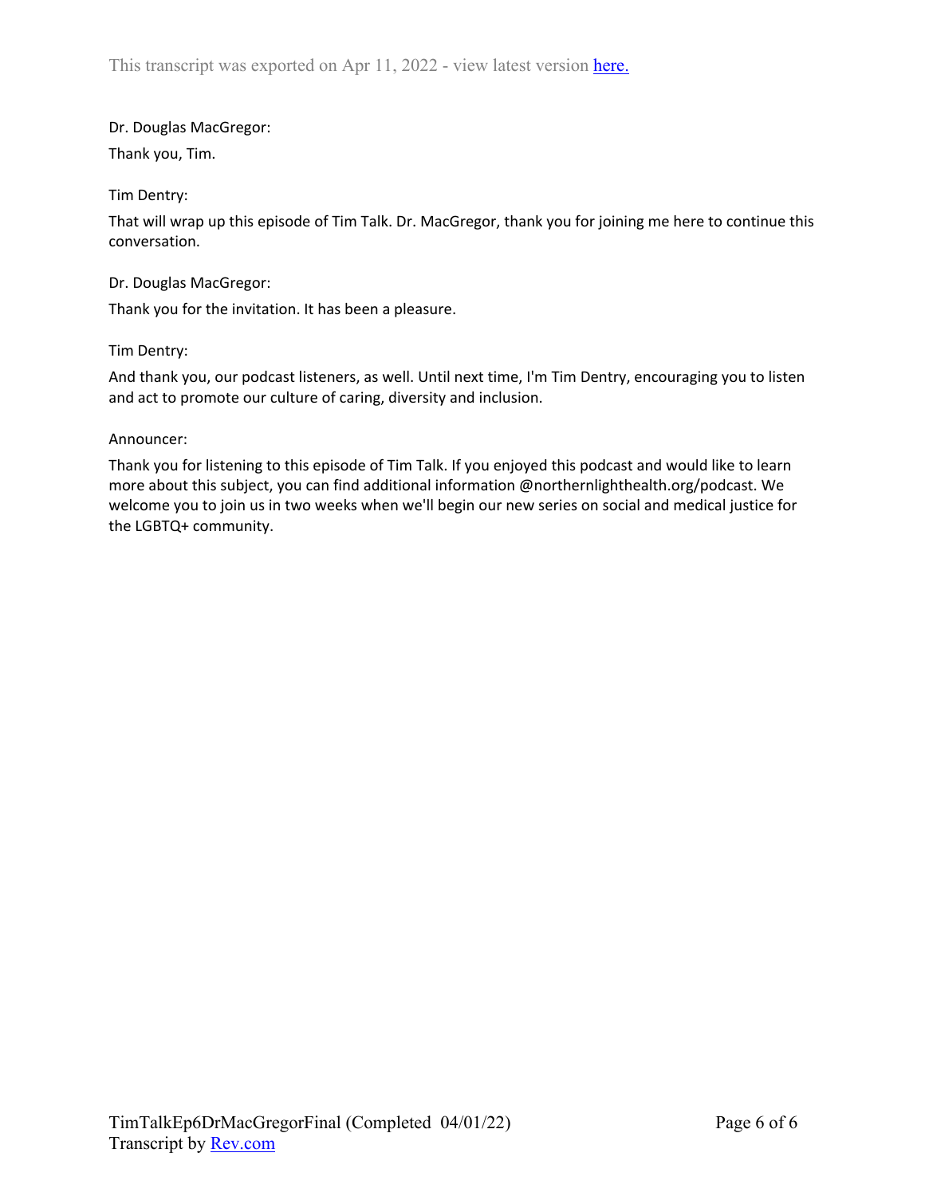This transcript was exported on Apr 11, 2022 - view latest version [here.](#)

Dr. Douglas MacGregor:

Thank you, Tim.

Tim Dentry:

That will wrap up this episode of Tim Talk. Dr. MacGregor, thank you for joining me here to continue this conversation.

Dr. Douglas MacGregor:

Thank you for the invitation. It has been a pleasure.

Tim Dentry:

And thank you, our podcast listeners, as well. Until next time, I'm Tim Dentry, encouraging you to listen and act to promote our culture of caring, diversity and inclusion.

Announcer:

Thank you for listening to this episode of Tim Talk. If you enjoyed this podcast and would like to learn more about this subject, you can find additional information @northernlighthealth.org/podcast. We welcome you to join us in two weeks when we'll begin our new series on social and medical justice for the LGBTQ+ community.